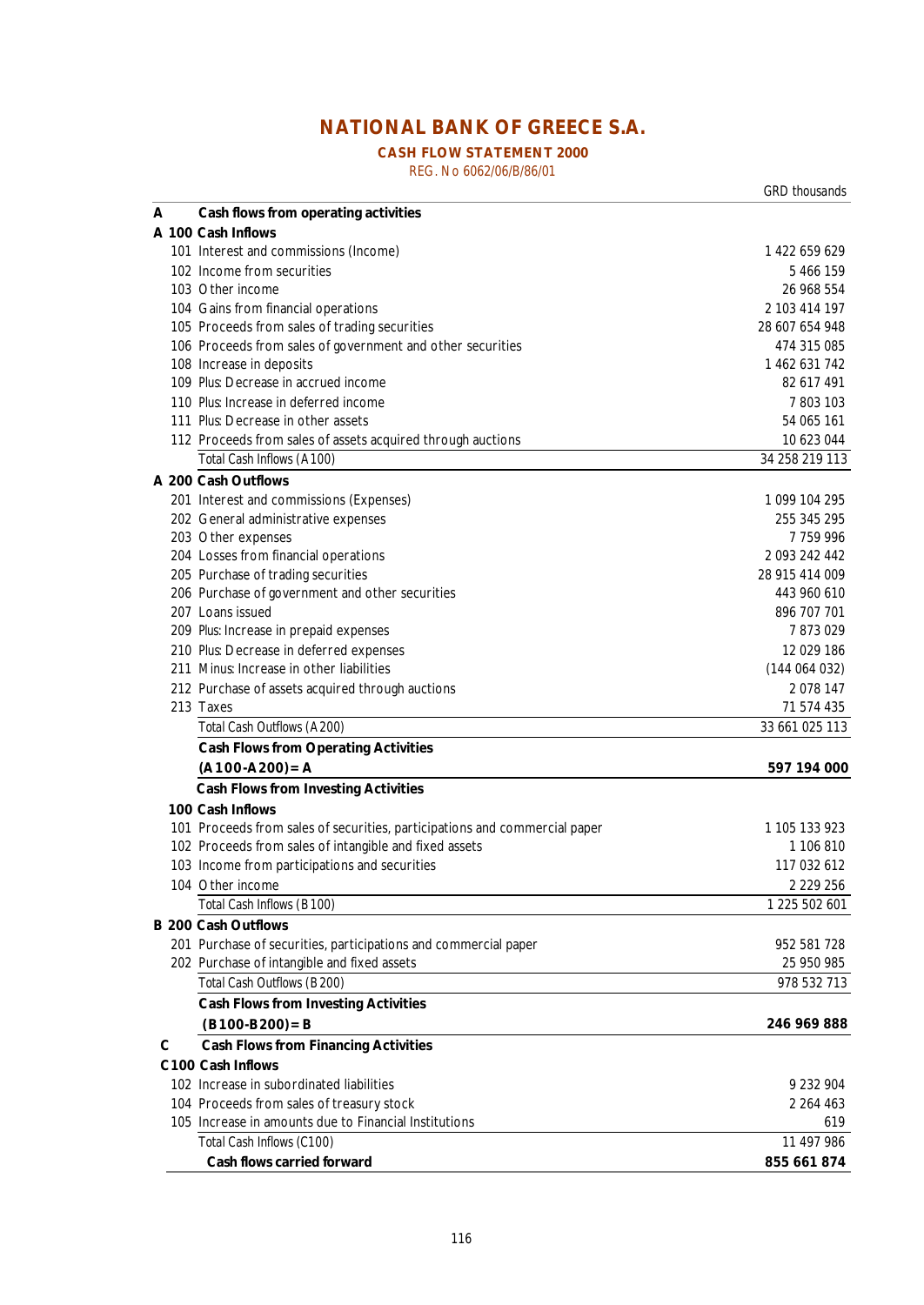# NATIONAL BANK OF GREECE S.A.

## CASH FLOW STATEMENT 2000

REG. No 6062/06/B/86/01

| | | GRD thousands |
|---|---|---|
| **A** | **Cash flows from operating activities** | |
| **A 100** | **Cash Inflows** | |
| 101 | Interest and commissions (Income) | 1 422 659 629 |
| 102 | Income from securities | 5 466 159 |
| 103 | Other income | 26 968 554 |
| 104 | Gains from financial operations | 2 103 414 197 |
| 105 | Proceeds from sales of trading securities | 28 607 654 948 |
| 106 | Proceeds from sales of government and other securities | 474 315 085 |
| 108 | Increase in deposits | 1 462 631 742 |
| 109 | Plus: Decrease in accrued income | 82 617 491 |
| 110 | Plus: Increase in deferred income | 7 803 103 |
| 111 | Plus: Decrease in other assets | 54 065 161 |
| 112 | Proceeds from sales of assets acquired through auctions | 10 623 044 |
| | Total Cash Inflows (A100) | 34 258 219 113 |
| **A 200** | **Cash Outflows** | |
| 201 | Interest and commissions (Expenses) | 1 099 104 295 |
| 202 | General administrative expenses | 255 345 295 |
| 203 | Other expenses | 7 759 996 |
| 204 | Losses from financial operations | 2 093 242 442 |
| 205 | Purchase of trading securities | 28 915 414 009 |
| 206 | Purchase of government and other securities | 443 960 610 |
| 207 | Loans issued | 896 707 701 |
| 209 | Plus: Increase in prepaid expenses | 7 873 029 |
| 210 | Plus: Decrease in deferred expenses | 12 029 186 |
| 211 | Minus: Increase in other liabilities | (144 064 032) |
| 212 | Purchase of assets acquired through auctions | 2 078 147 |
| 213 | Taxes | 71 574 435 |
| | Total Cash Outflows (A200) | 33 661 025 113 |
| | **Cash Flows from Operating Activities** | |
| | **(A100-A200)= A** | **597 194 000** |
| | **Cash Flows from Investing Activities** | |
| **100** | **Cash Inflows** | |
| 101 | Proceeds from sales of securities, participations and commercial paper | 1 105 133 923 |
| 102 | Proceeds from sales of intangible and fixed assets | 1 106 810 |
| 103 | Income from participations and securities | 117 032 612 |
| 104 | Other income | 2 229 256 |
| | Total Cash Inflows (B100) | 1 225 502 601 |
| **B 200** | **Cash Outflows** | |
| 201 | Purchase of securities, participations and commercial paper | 952 581 728 |
| 202 | Purchase of intangible and fixed assets | 25 950 985 |
| | Total Cash Outflows (B200) | 978 532 713 |
| | **Cash Flows from Investing Activities** | |
| | **(B100-B200)= B** | **246 969 888** |
| **C** | **Cash Flows from Financing Activities** | |
| **C100** | **Cash Inflows** | |
| 102 | Increase in subordinated liabilities | 9 232 904 |
| 104 | Proceeds from sales of treasury stock | 2 264 463 |
| 105 | Increase in amounts due to Financial Institutions | 619 |
| | Total Cash Inflows (C100) | 11 497 986 |
| | **Cash flows carried forward** | **855 661 874** |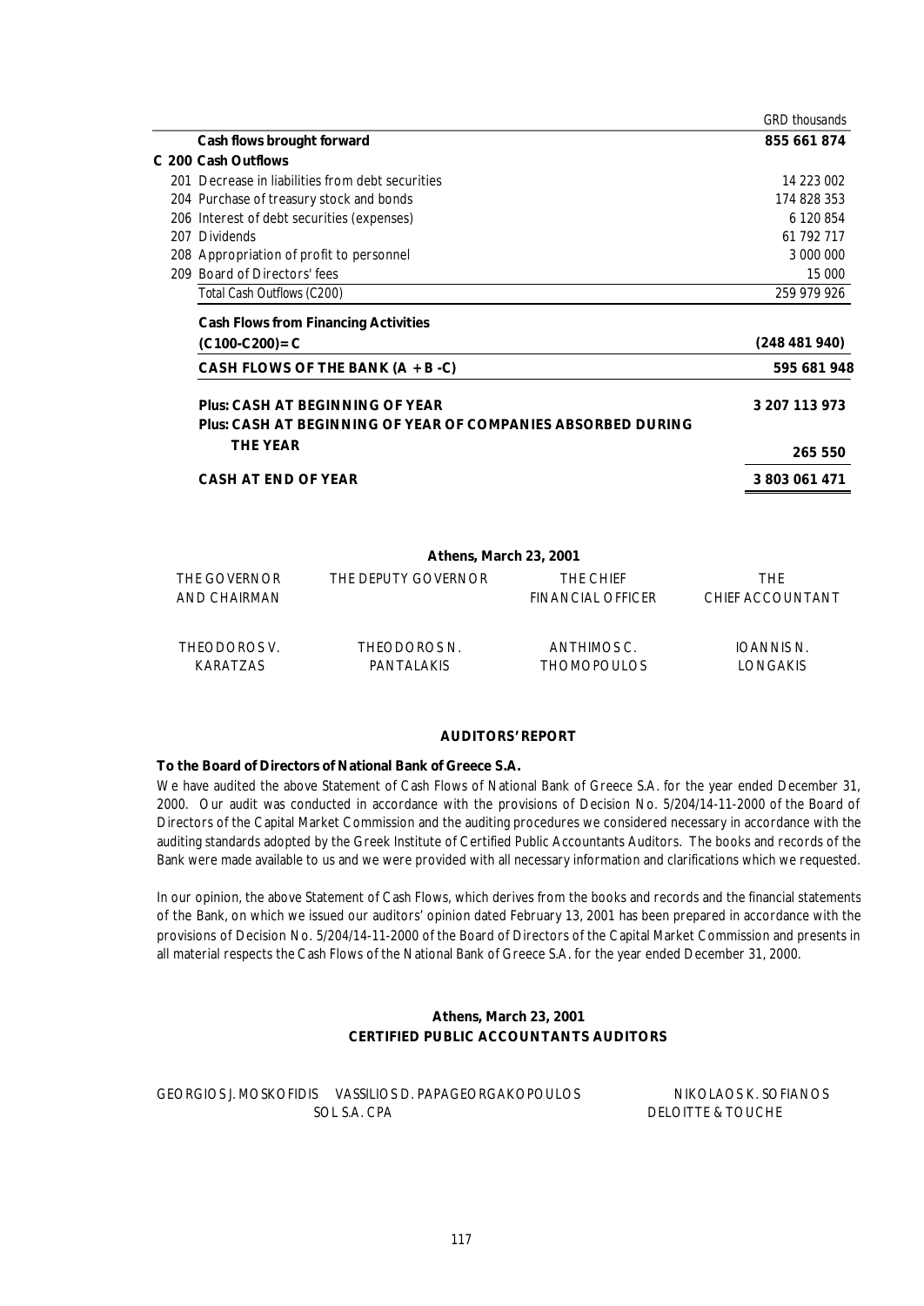| | GRD thousands |
|---|---|
| **Cash flows brought forward** | **855 661 874** |
| **C 200 Cash Outflows** | |
| 201 Decrease in liabilities from debt securities | 14 223 002 |
| 204 Purchase of treasury stock and bonds | 174 828 353 |
| 206 Interest of debt securities (expenses) | 6 120 854 |
| 207 Dividends | 61 792 717 |
| 208 Appropriation of profit to personnel | 3 000 000 |
| 209 Board of Directors' fees | 15 000 |
| Total Cash Outflows (C200) | 259 979 926 |
| **Cash Flows from Financing Activities** | |
| **(C100-C200)= C** | **(248 481 940)** |
| **CASH FLOWS OF THE BANK (A + B -C)** | **595 681 948** |
| **Plus: CASH AT BEGINNING OF YEAR** | **3 207 113 973** |
| **Plus: CASH AT BEGINNING OF YEAR OF COMPANIES ABSORBED DURING THE YEAR** | **265 550** |
| **CASH AT END OF YEAR** | **3 803 061 471** |

**Athens, March 23, 2001**

| THE GOVERNOR AND CHAIRMAN | THE DEPUTY GOVERNOR | THE CHIEF FINANCIAL OFFICER | THE CHIEF ACCOUNTANT |
|---|---|---|---|
| THEODOROS V. KARATZAS | THEODOROS N. PANTALAKIS | ANTHIMOS C. THOMOPOULOS | IOANNIS N. LONGAKIS |

**AUDITORS' REPORT**

**To the Board of Directors of National Bank of Greece S.A.**

We have audited the above Statement of Cash Flows of National Bank of Greece S.A. for the year ended December 31, 2000. Our audit was conducted in accordance with the provisions of Decision No. 5/204/14-11-2000 of the Board of Directors of the Capital Market Commission and the auditing procedures we considered necessary in accordance with the auditing standards adopted by the Greek Institute of Certified Public Accountants Auditors. The books and records of the Bank were made available to us and we were provided with all necessary information and clarifications which we requested.

In our opinion, the above Statement of Cash Flows, which derives from the books and records and the financial statements of the Bank, on which we issued our auditors' opinion dated February 13, 2001 has been prepared in accordance with the provisions of Decision No. 5/204/14-11-2000 of the Board of Directors of the Capital Market Commission and presents in all material respects the Cash Flows of the National Bank of Greece S.A. for the year ended December 31, 2000.

**Athens, March 23, 2001**
**CERTIFIED PUBLIC ACCOUNTANTS AUDITORS**

GEORGIOS J. MOSKOFIDIS VASSILIOS D. PAPAGEORGAKOPOULOS
SOL S.A. CPA

NIKOLAOS K. SOFIANOS
DELOITTE & TOUCHE